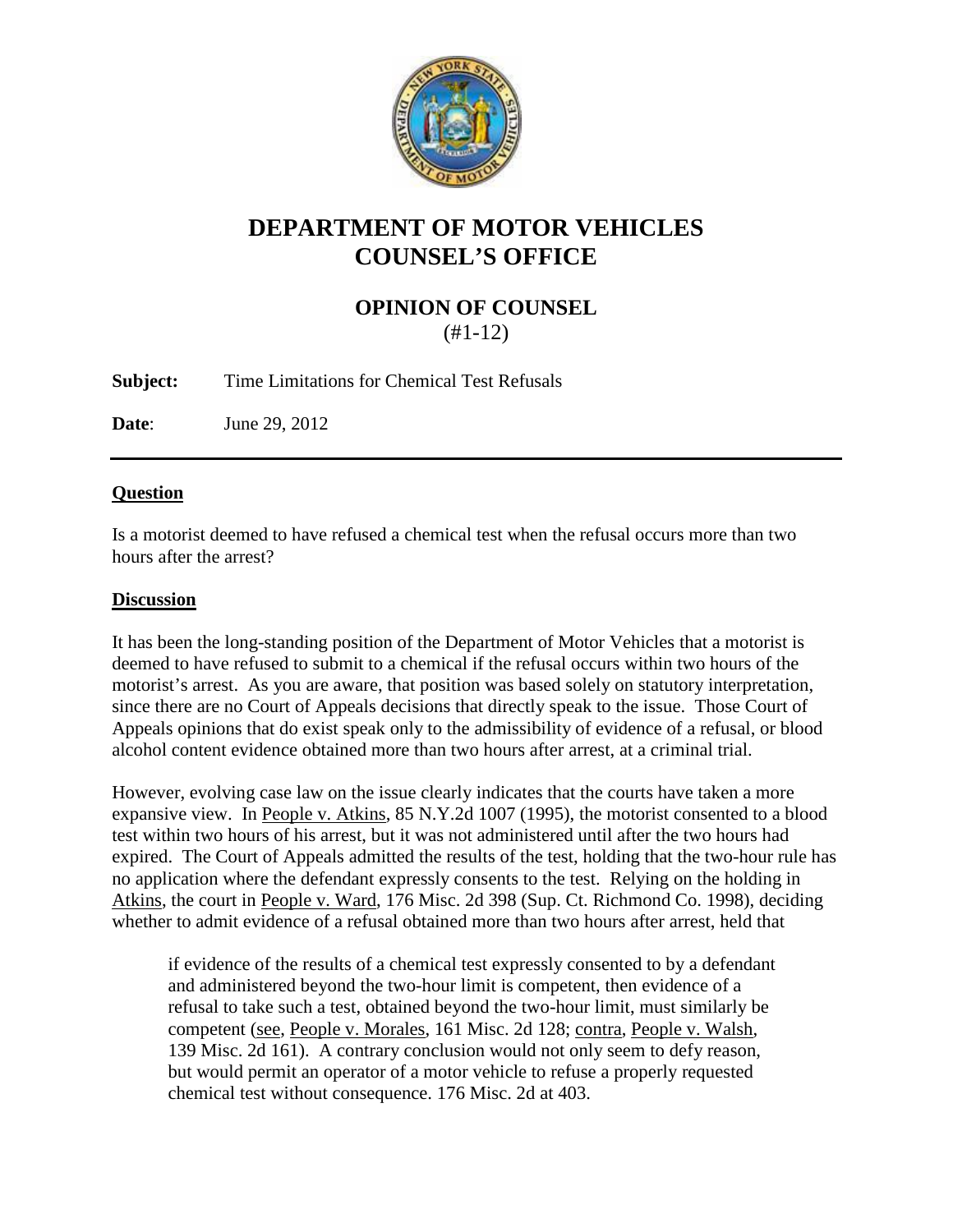# DEPARTMENT OF MOTOR VEHICLES
# COUNSEL'S OFFICE

## OPINION OF COUNSEL
(#1-12)

**Subject:** Time Limitations for Chemical Test Refusals

**Date**: June 29, 2012

---

### Question

Is a motorist deemed to have refused a chemical test when the refusal occurs more than two hours after the arrest?

### Discussion

It has been the long-standing position of the Department of Motor Vehicles that a motorist is deemed to have refused to submit to a chemical if the refusal occurs within two hours of the motorist's arrest. As you are aware, that position was based solely on statutory interpretation, since there are no Court of Appeals decisions that directly speak to the issue. Those Court of Appeals opinions that do exist speak only to the admissibility of evidence of a refusal, or blood alcohol content evidence obtained more than two hours after arrest, at a criminal trial.

However, evolving case law on the issue clearly indicates that the courts have taken a more expansive view. In People v. Atkins, 85 N.Y.2d 1007 (1995), the motorist consented to a blood test within two hours of his arrest, but it was not administered until after the two hours had expired. The Court of Appeals admitted the results of the test, holding that the two-hour rule has no application where the defendant expressly consents to the test. Relying on the holding in Atkins, the court in People v. Ward, 176 Misc. 2d 398 (Sup. Ct. Richmond Co. 1998), deciding whether to admit evidence of a refusal obtained more than two hours after arrest, held that

> if evidence of the results of a chemical test expressly consented to by a defendant and administered beyond the two-hour limit is competent, then evidence of a refusal to take such a test, obtained beyond the two-hour limit, must similarly be competent (see, People v. Morales, 161 Misc. 2d 128; contra, People v. Walsh, 139 Misc. 2d 161). A contrary conclusion would not only seem to defy reason, but would permit an operator of a motor vehicle to refuse a properly requested chemical test without consequence. 176 Misc. 2d at 403.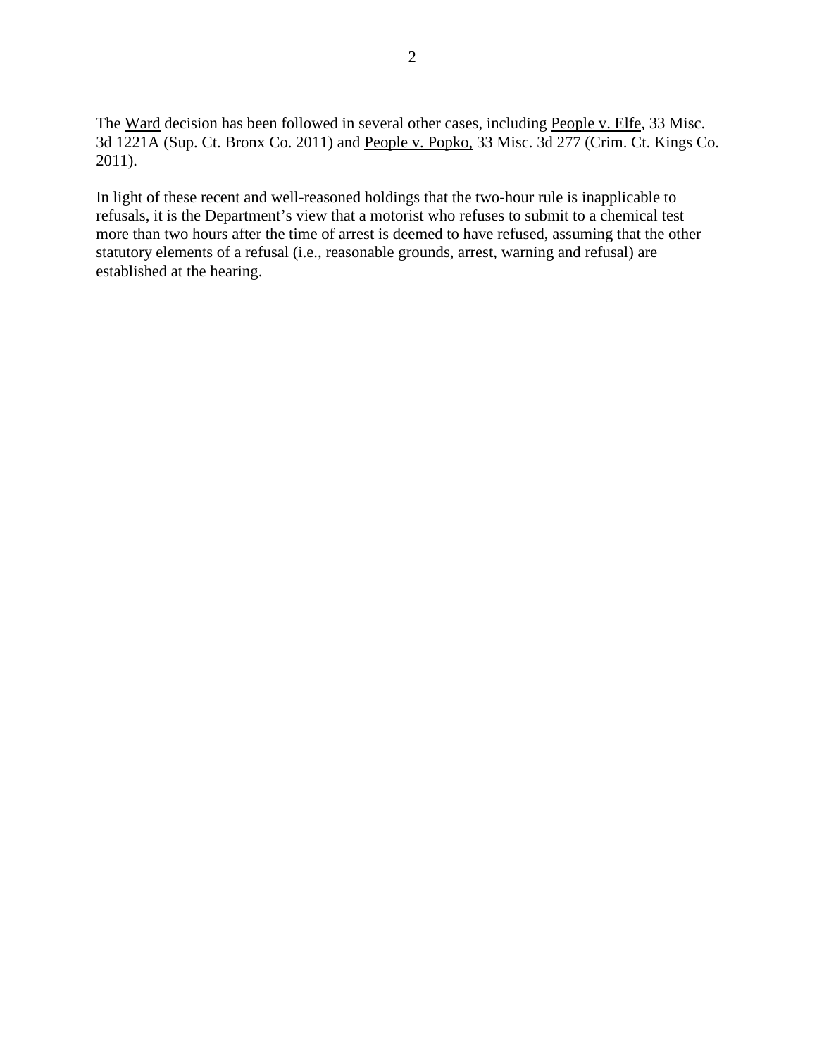The Ward decision has been followed in several other cases, including People v. Elfe, 33 Misc. 3d 1221A (Sup. Ct. Bronx Co. 2011) and People v. Popko, 33 Misc. 3d 277 (Crim. Ct. Kings Co. 2011).

In light of these recent and well-reasoned holdings that the two-hour rule is inapplicable to refusals, it is the Department's view that a motorist who refuses to submit to a chemical test more than two hours after the time of arrest is deemed to have refused, assuming that the other statutory elements of a refusal (i.e., reasonable grounds, arrest, warning and refusal) are established at the hearing.